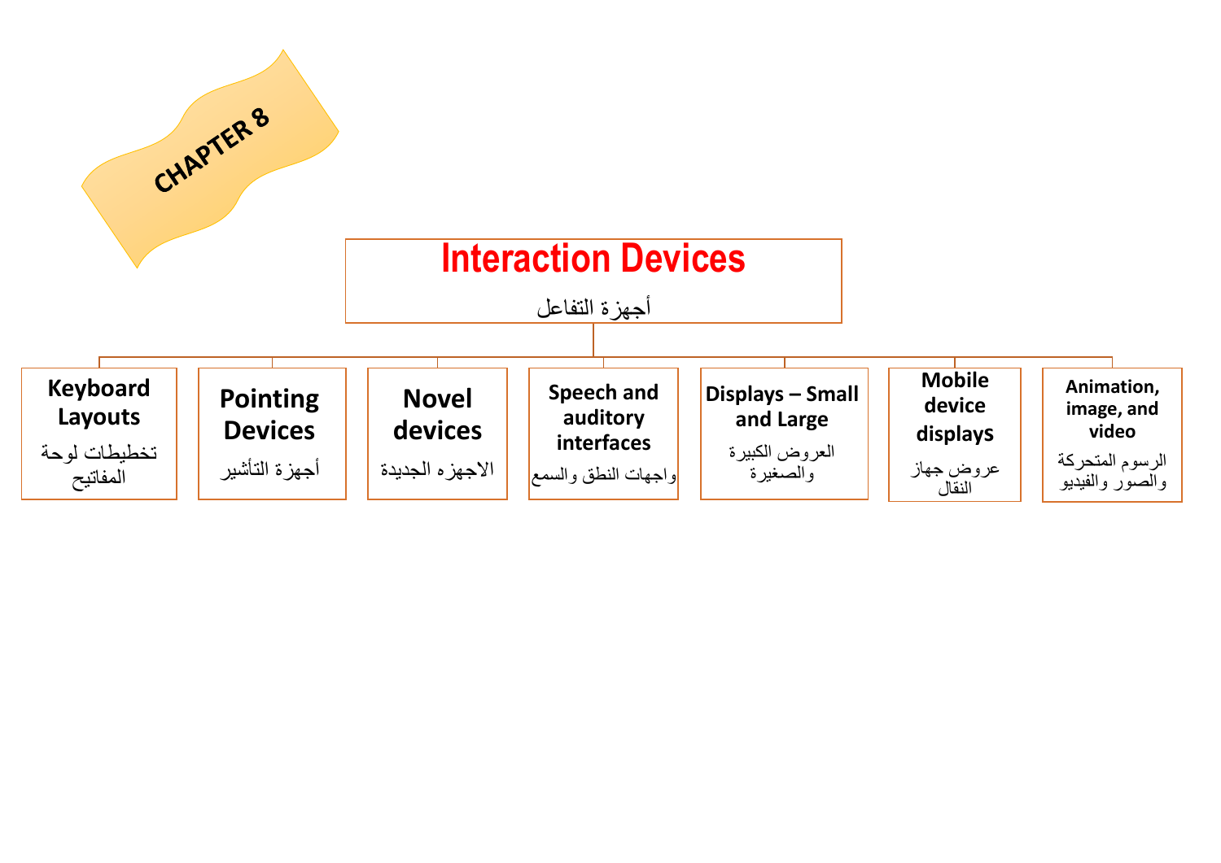CHAPTER 8

# Interaction Devices

أجهزة التفاعل

- **Keyboard Layouts** — تخطيطات لوحة المفاتيح
- **Pointing Devices** — أجهزة التأشير
- **Novel devices** — الاجهزه الجديدة
- **Speech and auditory interfaces** — واجهات النطق والسمع
- **Displays – Small and Large** — العروض الكبيرة والصغيرة
- **Mobile device displays** — عروض جهاز النقال
- **Animation, image, and video** — الرسوم المتحركة والصور والفيديو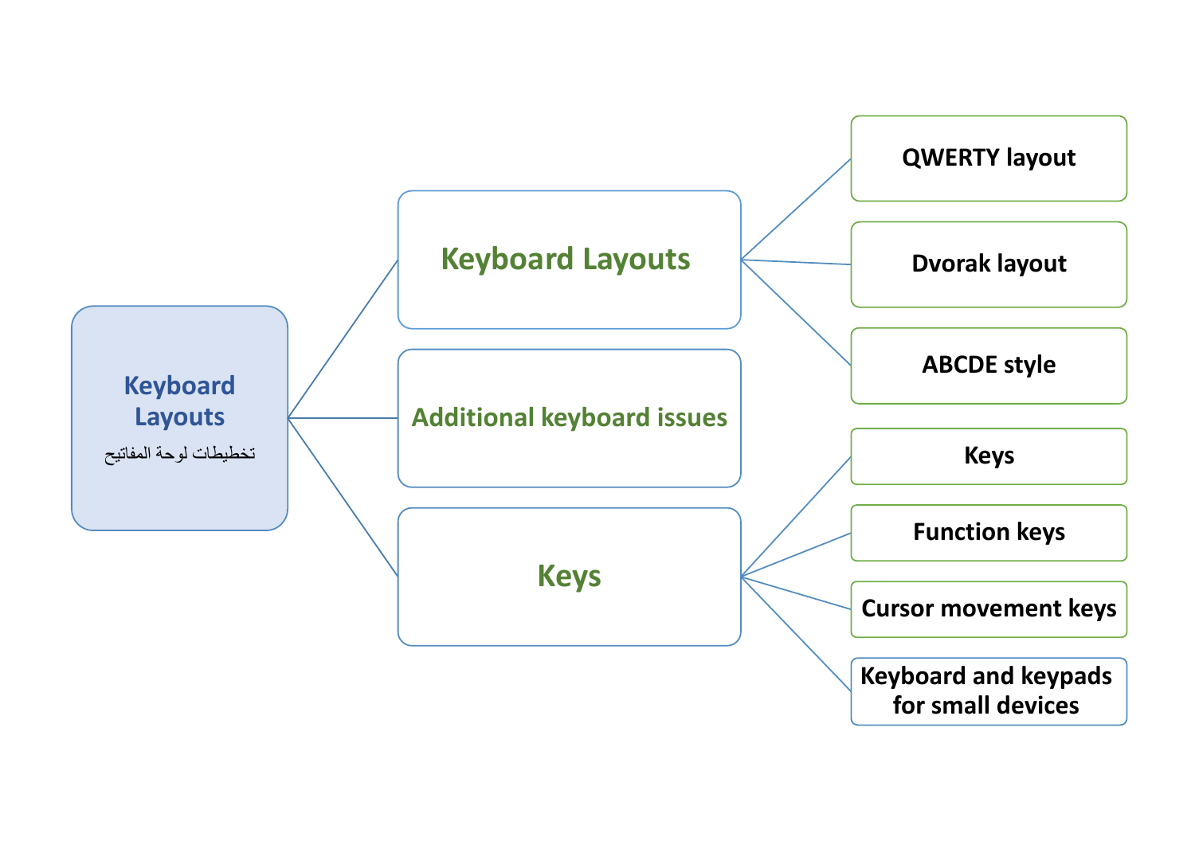# Keyboard Layouts

تخطيطات لوحة المفاتيح

- **Keyboard Layouts**
  - QWERTY layout
  - Dvorak layout
  - ABCDE style
- **Additional keyboard issues**
- **Keys**
  - Keys
  - Function keys
  - Cursor movement keys
  - Keyboard and keypads for small devices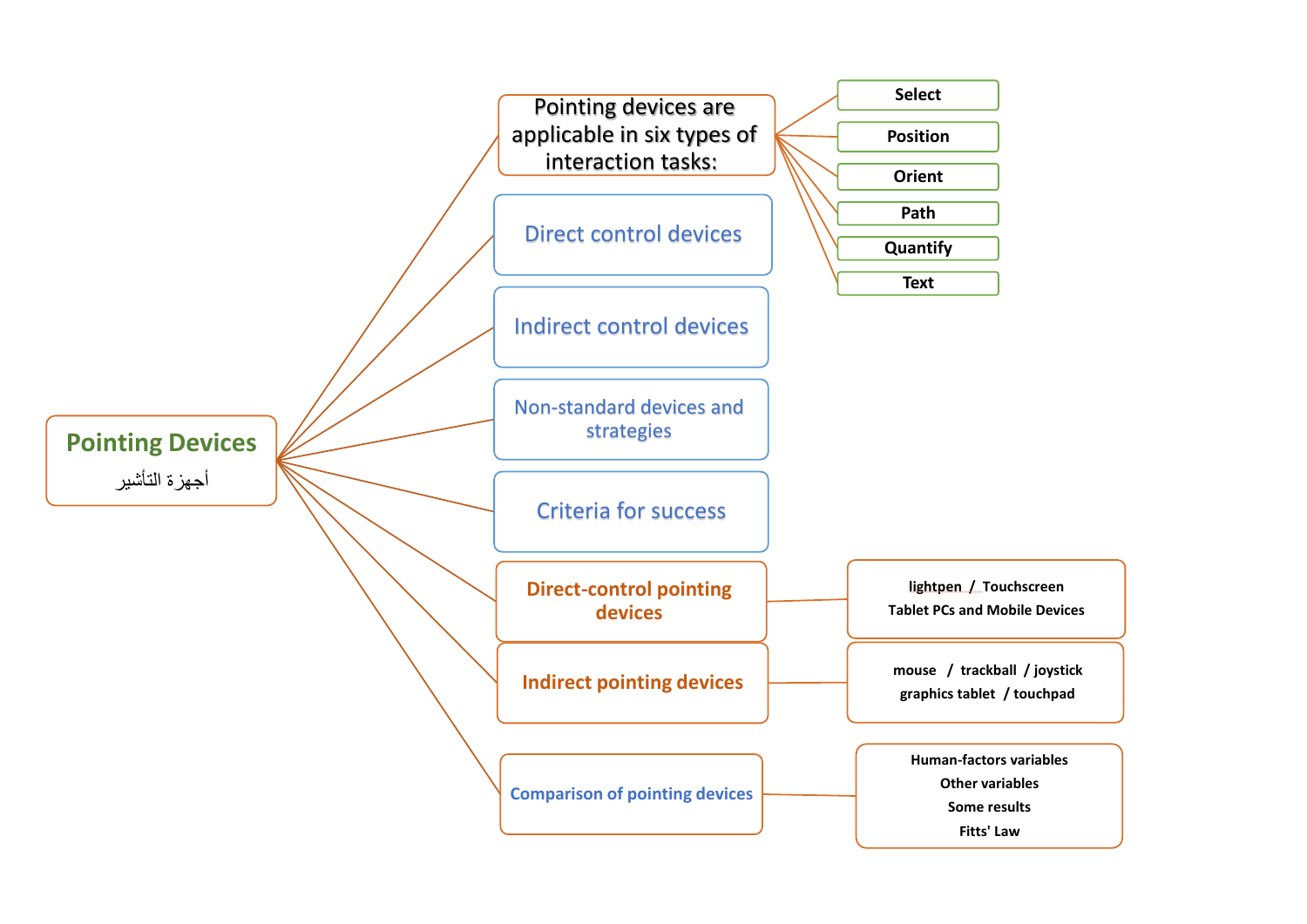# Pointing Devices

أجهزة التأشير

- Pointing devices are applicable in six types of interaction tasks:
  - Select
  - Position
  - Orient
  - Path
  - Quantify
  - Text
- Direct control devices
- Indirect control devices
- Non-standard devices and strategies
- Criteria for success
- Direct-control pointing devices
  - lightpen / Touchscreen
  - Tablet PCs and Mobile Devices
- Indirect pointing devices
  - mouse / trackball / joystick
  - graphics tablet / touchpad
- Comparison of pointing devices
  - Human-factors variables
  - Other variables
  - Some results
  - Fitts' Law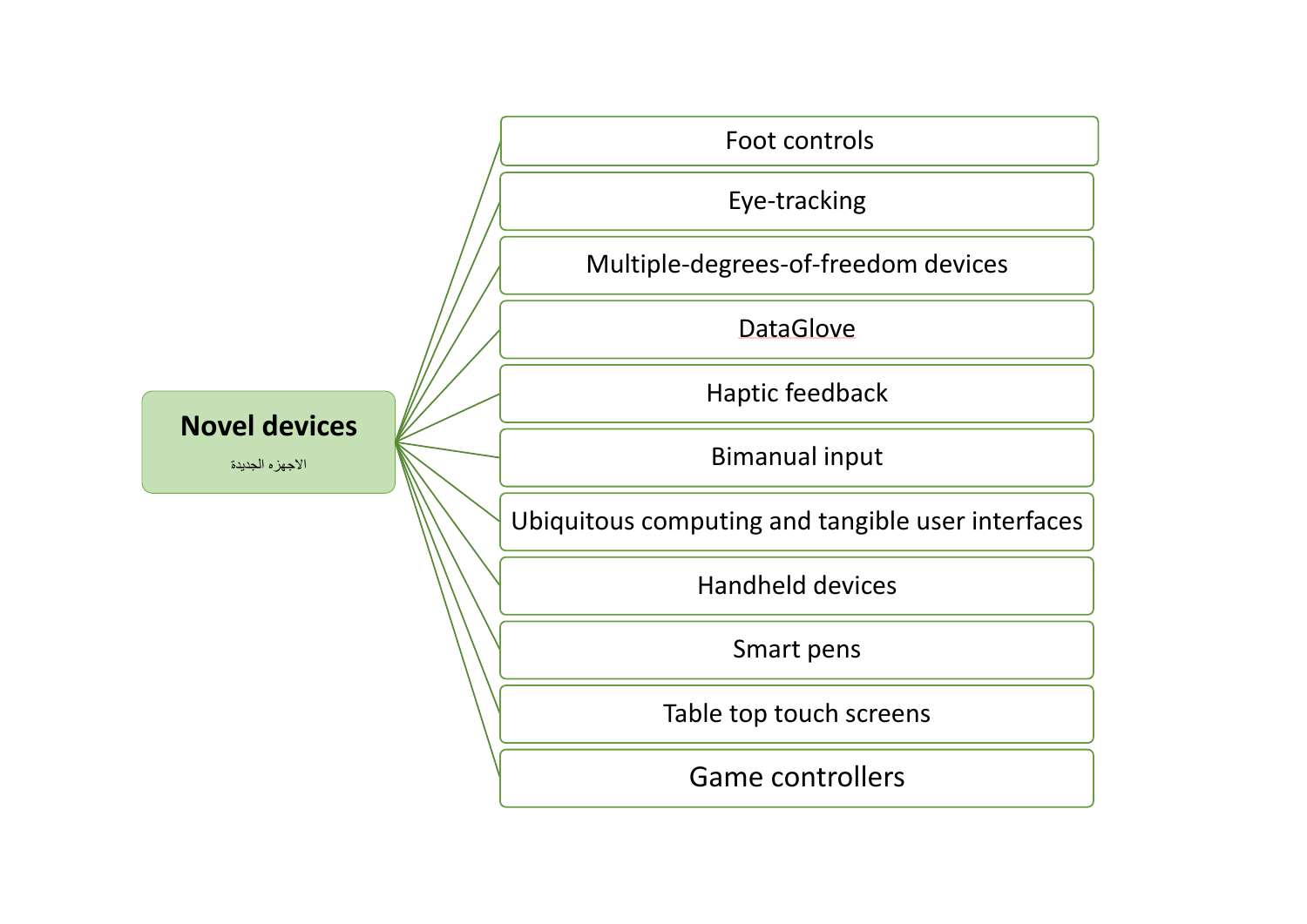## Novel devices

الاجهزه الجديدة

- Foot controls
- Eye-tracking
- Multiple-degrees-of-freedom devices
- DataGlove
- Haptic feedback
- Bimanual input
- Ubiquitous computing and tangible user interfaces
- Handheld devices
- Smart pens
- Table top touch screens
- Game controllers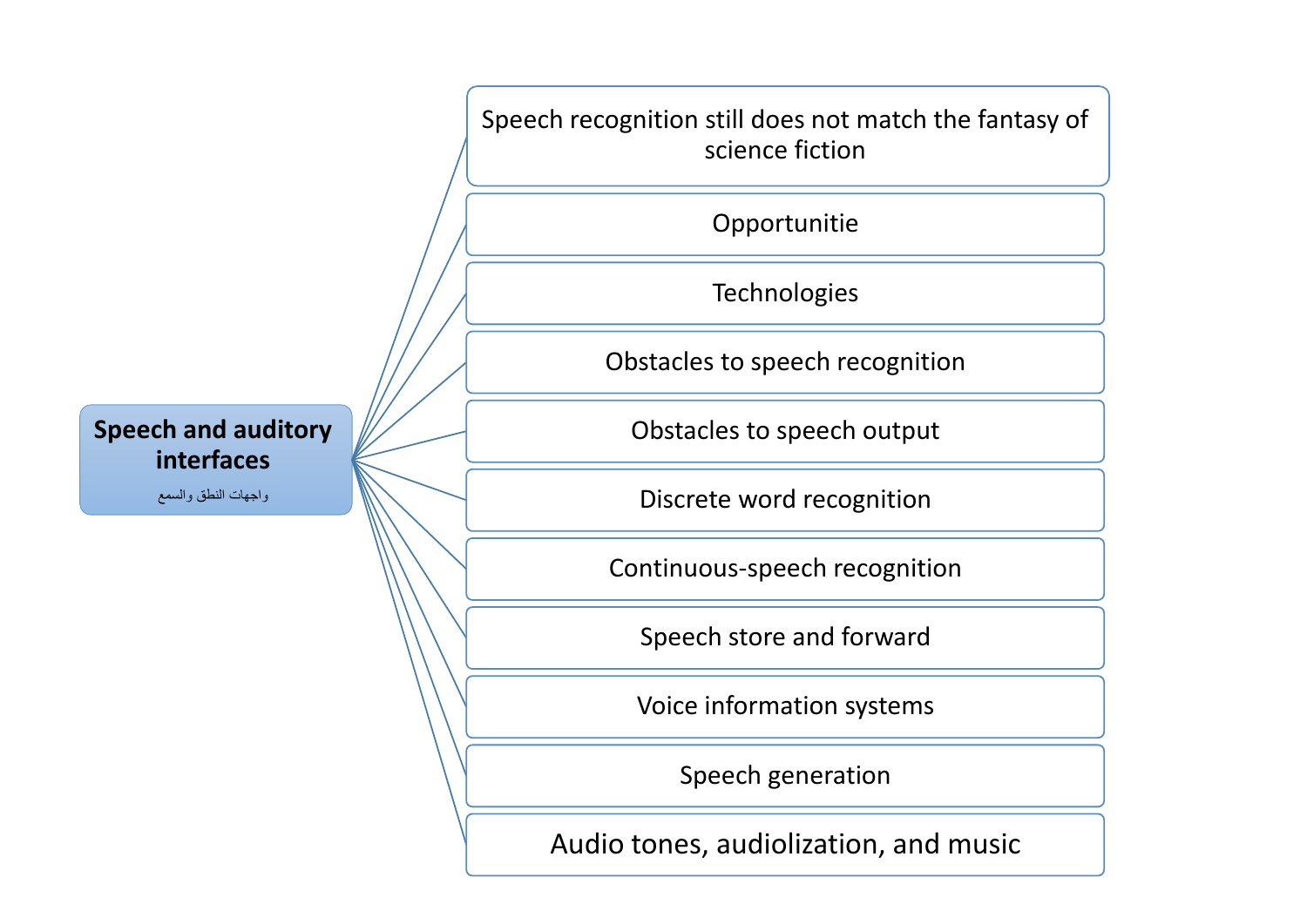## Speech and auditory interfaces

واجهات النطق والسمع

- Speech recognition still does not match the fantasy of science fiction
- Opportunitie
- Technologies
- Obstacles to speech recognition
- Obstacles to speech output
- Discrete word recognition
- Continuous-speech recognition
- Speech store and forward
- Voice information systems
- Speech generation
- Audio tones, audiolization, and music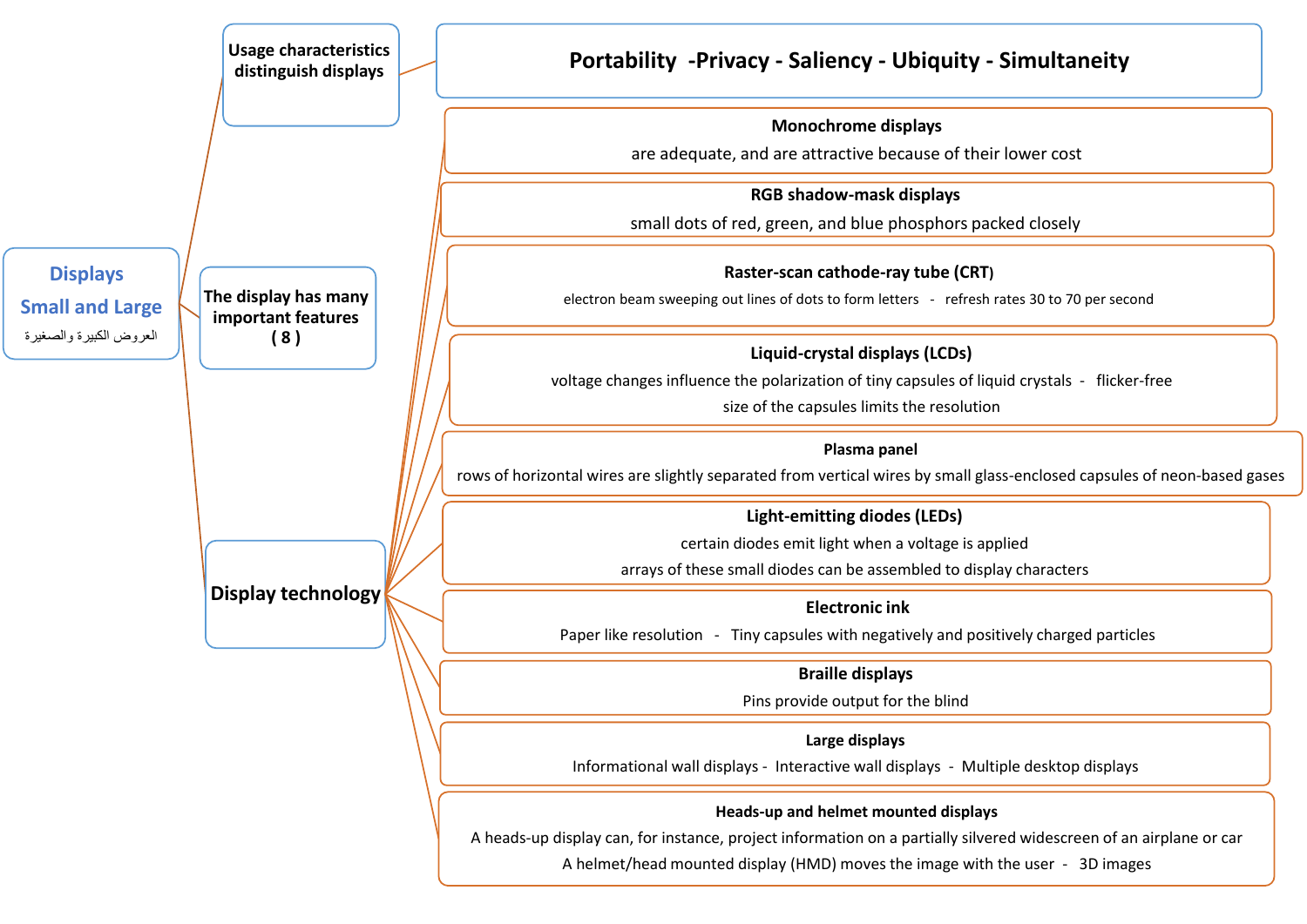# Displays Small and Large

العروض الكبيرة والصغيرة

## Usage characteristics distinguish displays

**Portability -Privacy - Saliency - Ubiquity - Simultaneity**

## The display has many important features ( 8 )

## Display technology

- **Monochrome displays**
  are adequate, and are attractive because of their lower cost
- **RGB shadow-mask displays**
  small dots of red, green, and blue phosphors packed closely
- **Raster-scan cathode-ray tube (CRT)**
  electron beam sweeping out lines of dots to form letters - refresh rates 30 to 70 per second
- **Liquid-crystal displays (LCDs)**
  voltage changes influence the polarization of tiny capsules of liquid crystals - flicker-free
  size of the capsules limits the resolution
- **Plasma panel**
  rows of horizontal wires are slightly separated from vertical wires by small glass-enclosed capsules of neon-based gases
- **Light-emitting diodes (LEDs)**
  certain diodes emit light when a voltage is applied
  arrays of these small diodes can be assembled to display characters
- **Electronic ink**
  Paper like resolution - Tiny capsules with negatively and positively charged particles
- **Braille displays**
  Pins provide output for the blind
- **Large displays**
  Informational wall displays - Interactive wall displays - Multiple desktop displays
- **Heads-up and helmet mounted displays**
  A heads-up display can, for instance, project information on a partially silvered widescreen of an airplane or car
  A helmet/head mounted display (HMD) moves the image with the user - 3D images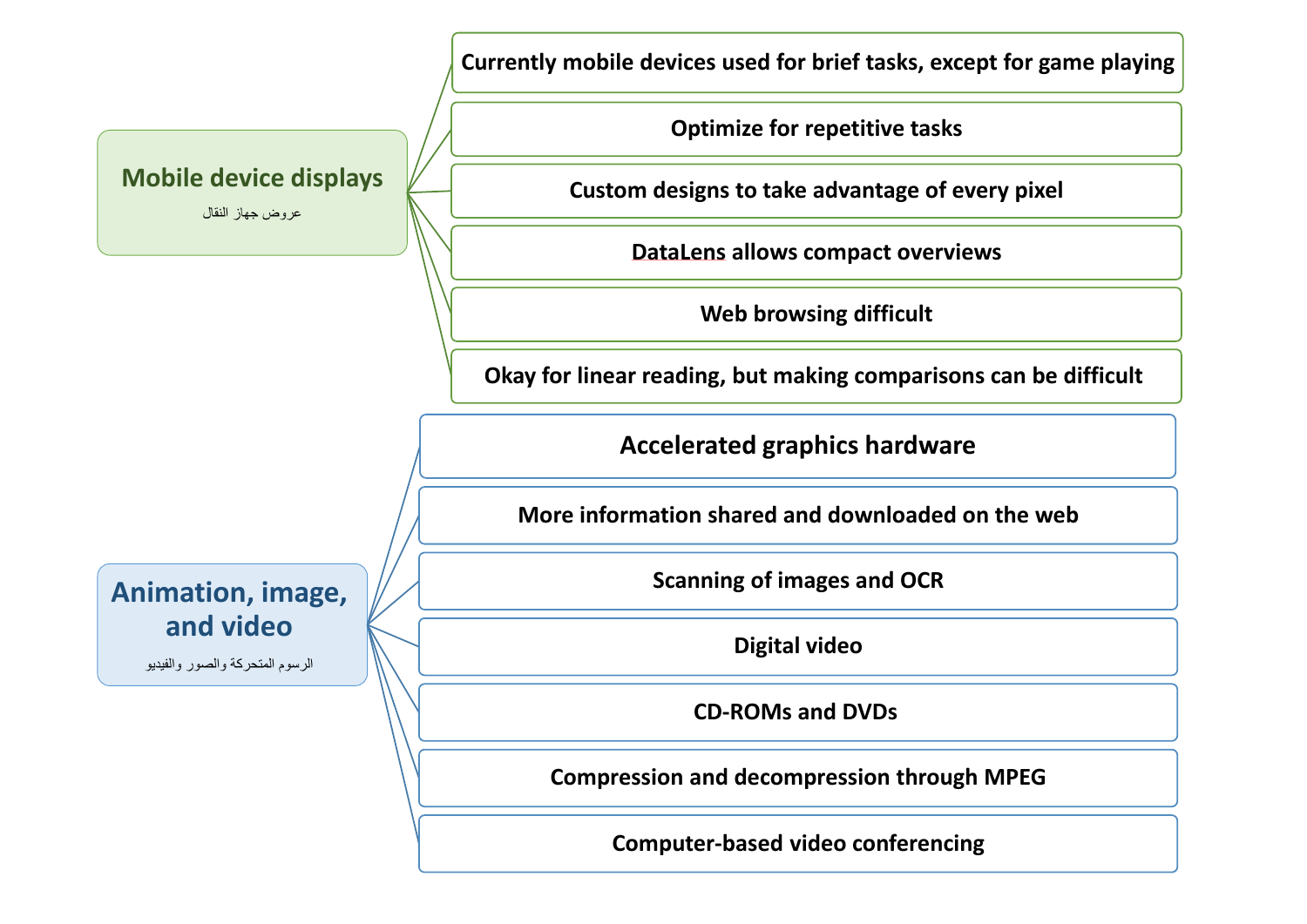## Mobile device displays

عروض جهاز النقال

- Currently mobile devices used for brief tasks, except for game playing
- Optimize for repetitive tasks
- Custom designs to take advantage of every pixel
- DataLens allows compact overviews
- Web browsing difficult
- Okay for linear reading, but making comparisons can be difficult

## Animation, image, and video

الرسوم المتحركة والصور والفيديو

- Accelerated graphics hardware
- More information shared and downloaded on the web
- Scanning of images and OCR
- Digital video
- CD-ROMs and DVDs
- Compression and decompression through MPEG
- Computer-based video conferencing